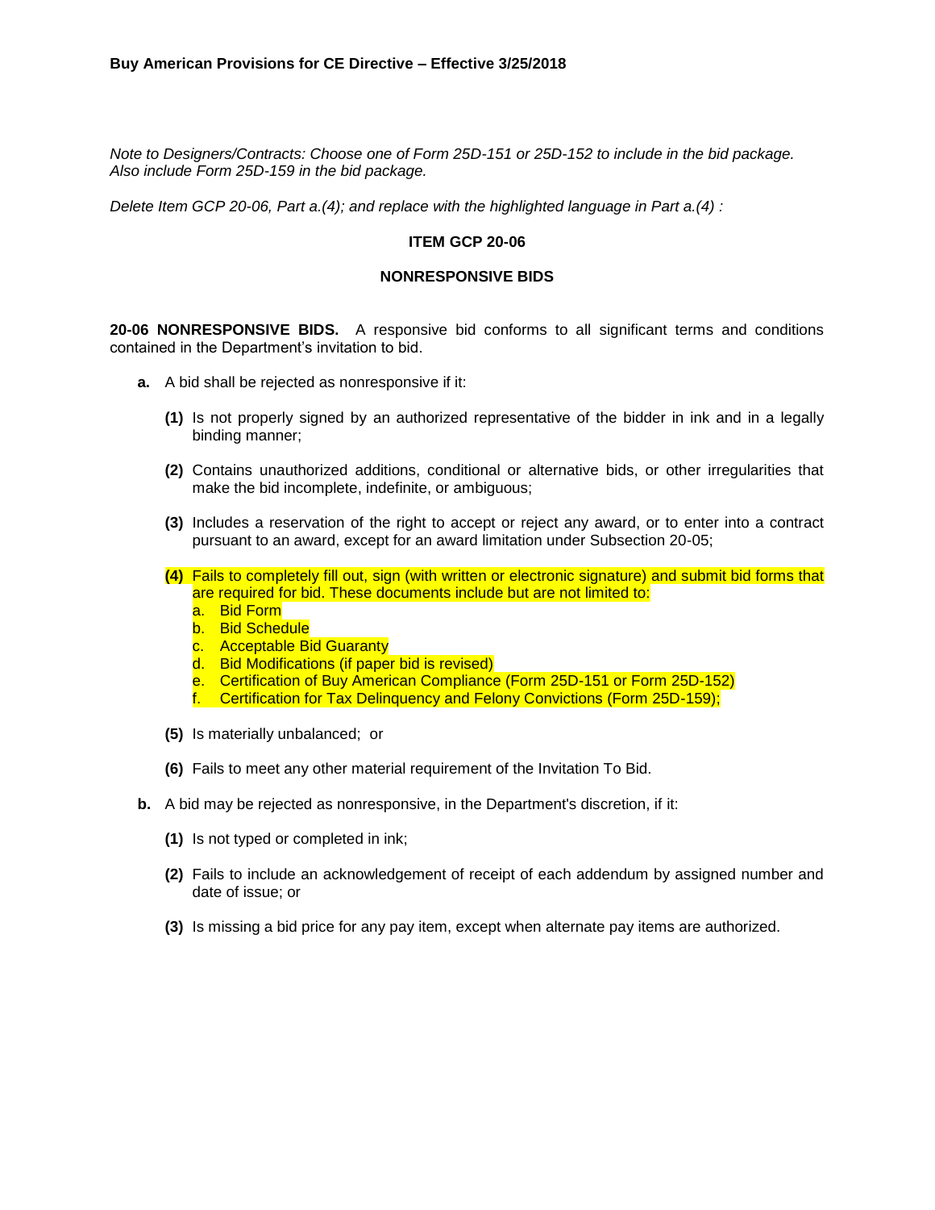**Buy American Provisions for CE Directive – Effective 3/25/2018**

*Note to Designers/Contracts: Choose one of Form 25D-151 or 25D-152 to include in the bid package. Also include Form 25D-159 in the bid package.*

*Delete Item GCP 20-06, Part a.(4); and replace with the highlighted language in Part a.(4) :*

## ITEM GCP 20-06

## NONRESPONSIVE BIDS

**20-06 NONRESPONSIVE BIDS.** A responsive bid conforms to all significant terms and conditions contained in the Department's invitation to bid.

**a.** A bid shall be rejected as nonresponsive if it:

**(1)** Is not properly signed by an authorized representative of the bidder in ink and in a legally binding manner;

**(2)** Contains unauthorized additions, conditional or alternative bids, or other irregularities that make the bid incomplete, indefinite, or ambiguous;

**(3)** Includes a reservation of the right to accept or reject any award, or to enter into a contract pursuant to an award, except for an award limitation under Subsection 20-05;

**(4)** Fails to completely fill out, sign (with written or electronic signature) and submit bid forms that are required for bid. These documents include but are not limited to:

a. Bid Form
b. Bid Schedule
c. Acceptable Bid Guaranty
d. Bid Modifications (if paper bid is revised)
e. Certification of Buy American Compliance (Form 25D-151 or Form 25D-152)
f. Certification for Tax Delinquency and Felony Convictions (Form 25D-159);

**(5)** Is materially unbalanced; or

**(6)** Fails to meet any other material requirement of the Invitation To Bid.

**b.** A bid may be rejected as nonresponsive, in the Department's discretion, if it:

**(1)** Is not typed or completed in ink;

**(2)** Fails to include an acknowledgement of receipt of each addendum by assigned number and date of issue; or

**(3)** Is missing a bid price for any pay item, except when alternate pay items are authorized.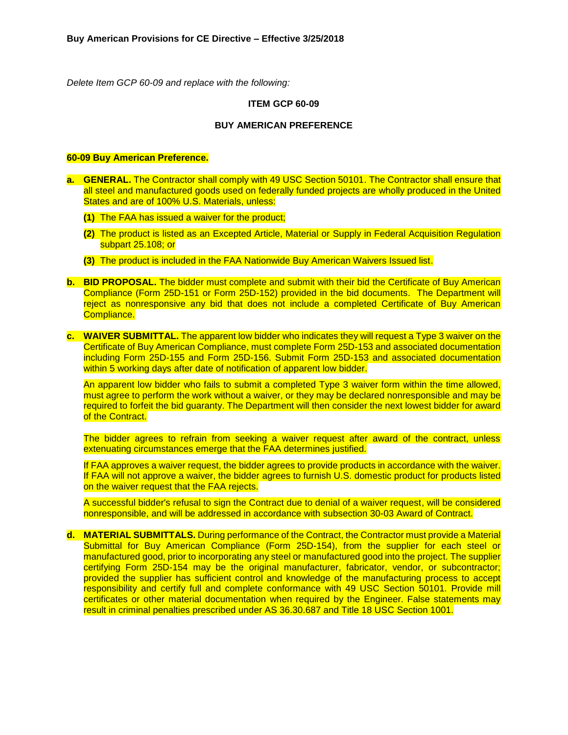**Buy American Provisions for CE Directive – Effective 3/25/2018**

*Delete Item GCP 60-09 and replace with the following:*

**ITEM GCP 60-09**

**BUY AMERICAN PREFERENCE**

**60-09 Buy American Preference.**

**a. GENERAL.** The Contractor shall comply with 49 USC Section 50101. The Contractor shall ensure that all steel and manufactured goods used on federally funded projects are wholly produced in the United States and are of 100% U.S. Materials, unless:

- **(1)** The FAA has issued a waiver for the product;
- **(2)** The product is listed as an Excepted Article, Material or Supply in Federal Acquisition Regulation subpart 25.108; or
- **(3)** The product is included in the FAA Nationwide Buy American Waivers Issued list.

**b. BID PROPOSAL.** The bidder must complete and submit with their bid the Certificate of Buy American Compliance (Form 25D-151 or Form 25D-152) provided in the bid documents. The Department will reject as nonresponsive any bid that does not include a completed Certificate of Buy American Compliance.

**c. WAIVER SUBMITTAL.** The apparent low bidder who indicates they will request a Type 3 waiver on the Certificate of Buy American Compliance, must complete Form 25D-153 and associated documentation including Form 25D-155 and Form 25D-156. Submit Form 25D-153 and associated documentation within 5 working days after date of notification of apparent low bidder.

An apparent low bidder who fails to submit a completed Type 3 waiver form within the time allowed, must agree to perform the work without a waiver, or they may be declared nonresponsible and may be required to forfeit the bid guaranty. The Department will then consider the next lowest bidder for award of the Contract.

The bidder agrees to refrain from seeking a waiver request after award of the contract, unless extenuating circumstances emerge that the FAA determines justified.

If FAA approves a waiver request, the bidder agrees to provide products in accordance with the waiver. If FAA will not approve a waiver, the bidder agrees to furnish U.S. domestic product for products listed on the waiver request that the FAA rejects.

A successful bidder's refusal to sign the Contract due to denial of a waiver request, will be considered nonresponsible, and will be addressed in accordance with subsection 30-03 Award of Contract.

**d. MATERIAL SUBMITTALS.** During performance of the Contract, the Contractor must provide a Material Submittal for Buy American Compliance (Form 25D-154), from the supplier for each steel or manufactured good, prior to incorporating any steel or manufactured good into the project. The supplier certifying Form 25D-154 may be the original manufacturer, fabricator, vendor, or subcontractor; provided the supplier has sufficient control and knowledge of the manufacturing process to accept responsibility and certify full and complete conformance with 49 USC Section 50101. Provide mill certificates or other material documentation when required by the Engineer. False statements may result in criminal penalties prescribed under AS 36.30.687 and Title 18 USC Section 1001.